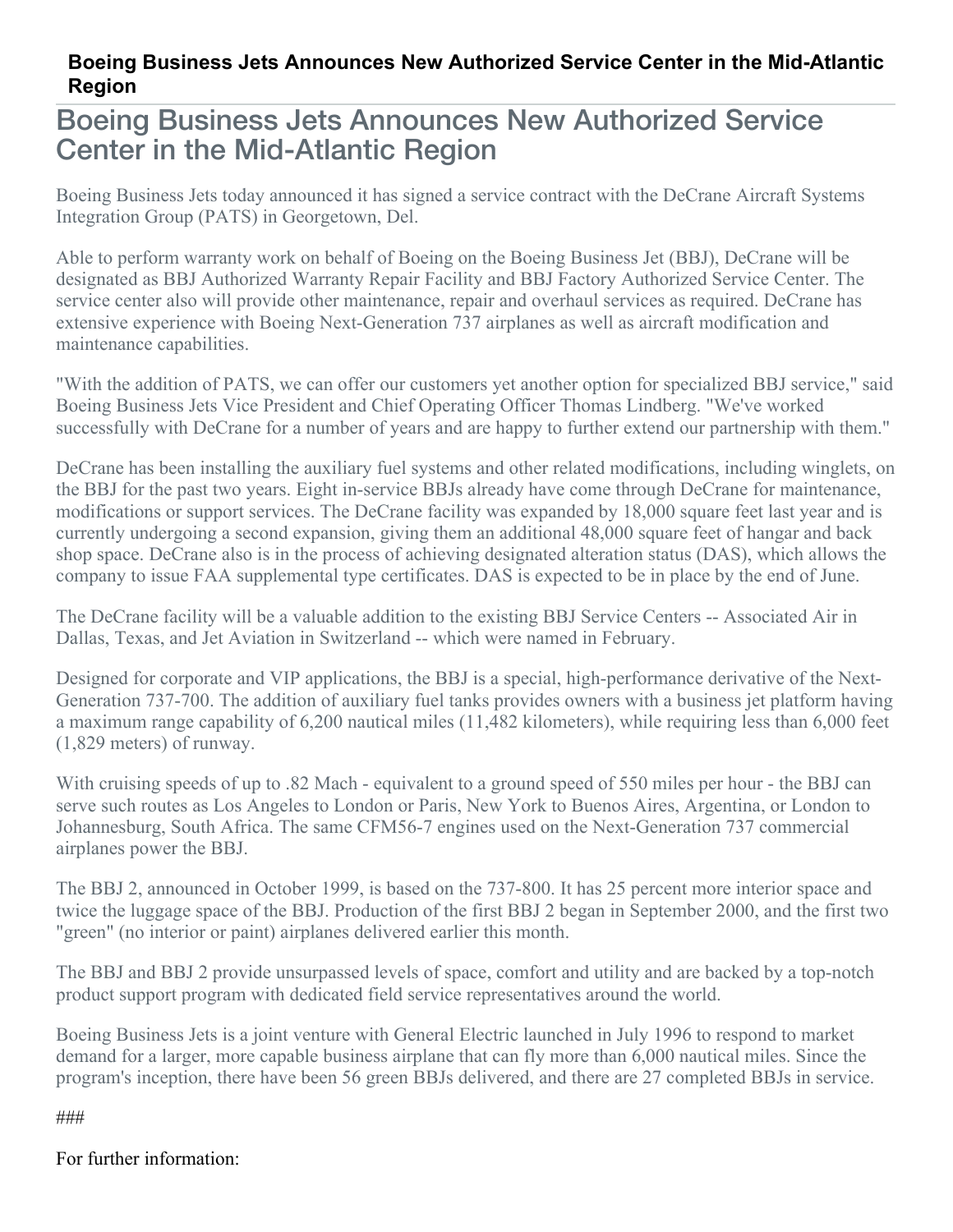# Boeing Business Jets Announces New Authorized Service Center in the Mid-Atlantic Region

## Boeing Business Jets Announces New Authorized Service Center in the Mid-Atlantic Region

Boeing Business Jets today announced it has signed a service contract with the DeCrane Aircraft Systems Integration Group (PATS) in Georgetown, Del.

Able to perform warranty work on behalf of Boeing on the Boeing Business Jet (BBJ), DeCrane will be designated as BBJ Authorized Warranty Repair Facility and BBJ Factory Authorized Service Center. The service center also will provide other maintenance, repair and overhaul services as required. DeCrane has extensive experience with Boeing Next-Generation 737 airplanes as well as aircraft modification and maintenance capabilities.

"With the addition of PATS, we can offer our customers yet another option for specialized BBJ service," said Boeing Business Jets Vice President and Chief Operating Officer Thomas Lindberg. "We've worked successfully with DeCrane for a number of years and are happy to further extend our partnership with them."

DeCrane has been installing the auxiliary fuel systems and other related modifications, including winglets, on the BBJ for the past two years. Eight in-service BBJs already have come through DeCrane for maintenance, modifications or support services. The DeCrane facility was expanded by 18,000 square feet last year and is currently undergoing a second expansion, giving them an additional 48,000 square feet of hangar and back shop space. DeCrane also is in the process of achieving designated alteration status (DAS), which allows the company to issue FAA supplemental type certificates. DAS is expected to be in place by the end of June.

The DeCrane facility will be a valuable addition to the existing BBJ Service Centers -- Associated Air in Dallas, Texas, and Jet Aviation in Switzerland -- which were named in February.

Designed for corporate and VIP applications, the BBJ is a special, high-performance derivative of the Next-Generation 737-700. The addition of auxiliary fuel tanks provides owners with a business jet platform having a maximum range capability of 6,200 nautical miles (11,482 kilometers), while requiring less than 6,000 feet (1,829 meters) of runway.

With cruising speeds of up to .82 Mach - equivalent to a ground speed of 550 miles per hour - the BBJ can serve such routes as Los Angeles to London or Paris, New York to Buenos Aires, Argentina, or London to Johannesburg, South Africa. The same CFM56-7 engines used on the Next-Generation 737 commercial airplanes power the BBJ.

The BBJ 2, announced in October 1999, is based on the 737-800. It has 25 percent more interior space and twice the luggage space of the BBJ. Production of the first BBJ 2 began in September 2000, and the first two "green" (no interior or paint) airplanes delivered earlier this month.

The BBJ and BBJ 2 provide unsurpassed levels of space, comfort and utility and are backed by a top-notch product support program with dedicated field service representatives around the world.

Boeing Business Jets is a joint venture with General Electric launched in July 1996 to respond to market demand for a larger, more capable business airplane that can fly more than 6,000 nautical miles. Since the program's inception, there have been 56 green BBJs delivered, and there are 27 completed BBJs in service.

###

For further information: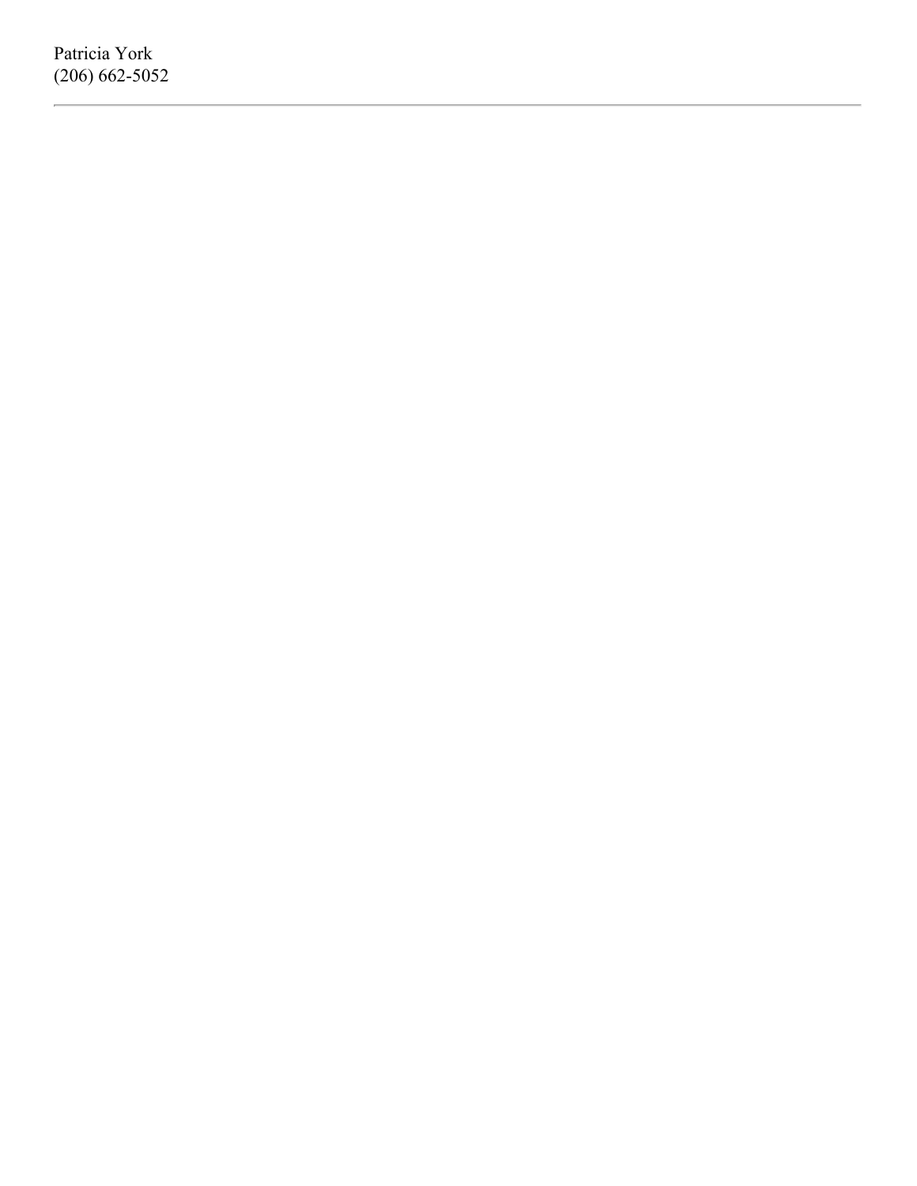Patricia York
(206) 662-5052

---